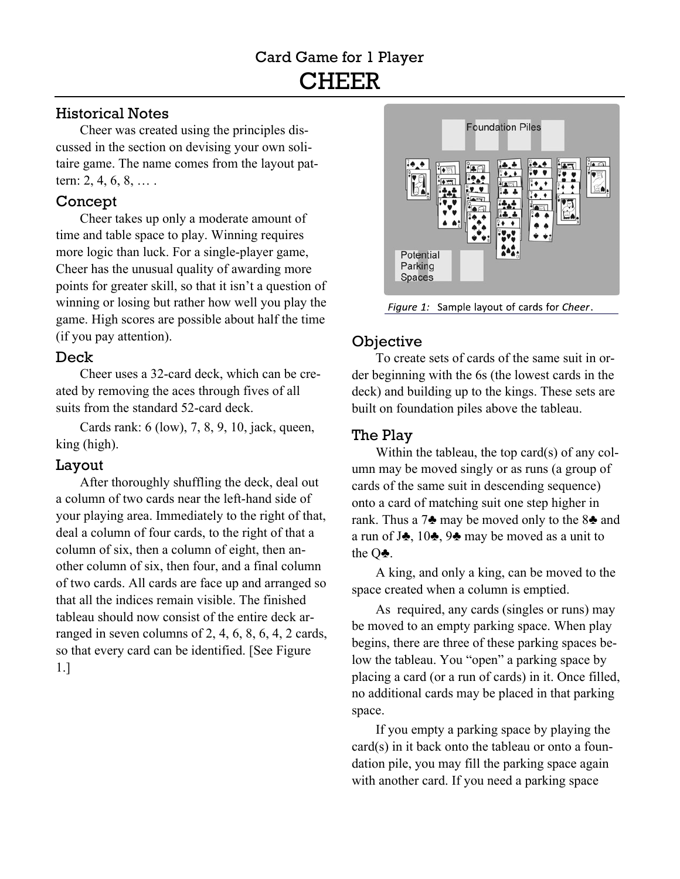# Card Game for 1 Player

# CHEER

## Historical Notes

Cheer was created using the principles discussed in the section on devising your own solitaire game. The name comes from the layout pattern: 2, 4, 6, 8, … .

## Concept

Cheer takes up only a moderate amount of time and table space to play. Winning requires more logic than luck. For a single-player game, Cheer has the unusual quality of awarding more points for greater skill, so that it isn't a question of winning or losing but rather how well you play the game. High scores are possible about half the time (if you pay attention).

## Deck

Cheer uses a 32-card deck, which can be created by removing the aces through fives of all suits from the standard 52-card deck.

Cards rank: 6 (low), 7, 8, 9, 10, jack, queen, king (high).

## Layout

After thoroughly shuffling the deck, deal out a column of two cards near the left-hand side of your playing area. Immediately to the right of that, deal a column of four cards, to the right of that a column of six, then a column of eight, then another column of six, then four, and a final column of two cards. All cards are face up and arranged so that all the indices remain visible. The finished tableau should now consist of the entire deck arranged in seven columns of 2, 4, 6, 8, 6, 4, 2 cards, so that every card can be identified. [See Figure 1.]

*Figure 1:* Sample layout of cards for *Cheer*.

## Objective

To create sets of cards of the same suit in order beginning with the 6s (the lowest cards in the deck) and building up to the kings. These sets are built on foundation piles above the tableau.

## The Play

Within the tableau, the top card(s) of any column may be moved singly or as runs (a group of cards of the same suit in descending sequence) onto a card of matching suit one step higher in rank. Thus a 7♣ may be moved only to the 8♣ and a run of J♣, 10♣, 9♣ may be moved as a unit to the Q♣.

A king, and only a king, can be moved to the space created when a column is emptied.

As required, any cards (singles or runs) may be moved to an empty parking space. When play begins, there are three of these parking spaces below the tableau. You "open" a parking space by placing a card (or a run of cards) in it. Once filled, no additional cards may be placed in that parking space.

If you empty a parking space by playing the card(s) in it back onto the tableau or onto a foundation pile, you may fill the parking space again with another card. If you need a parking space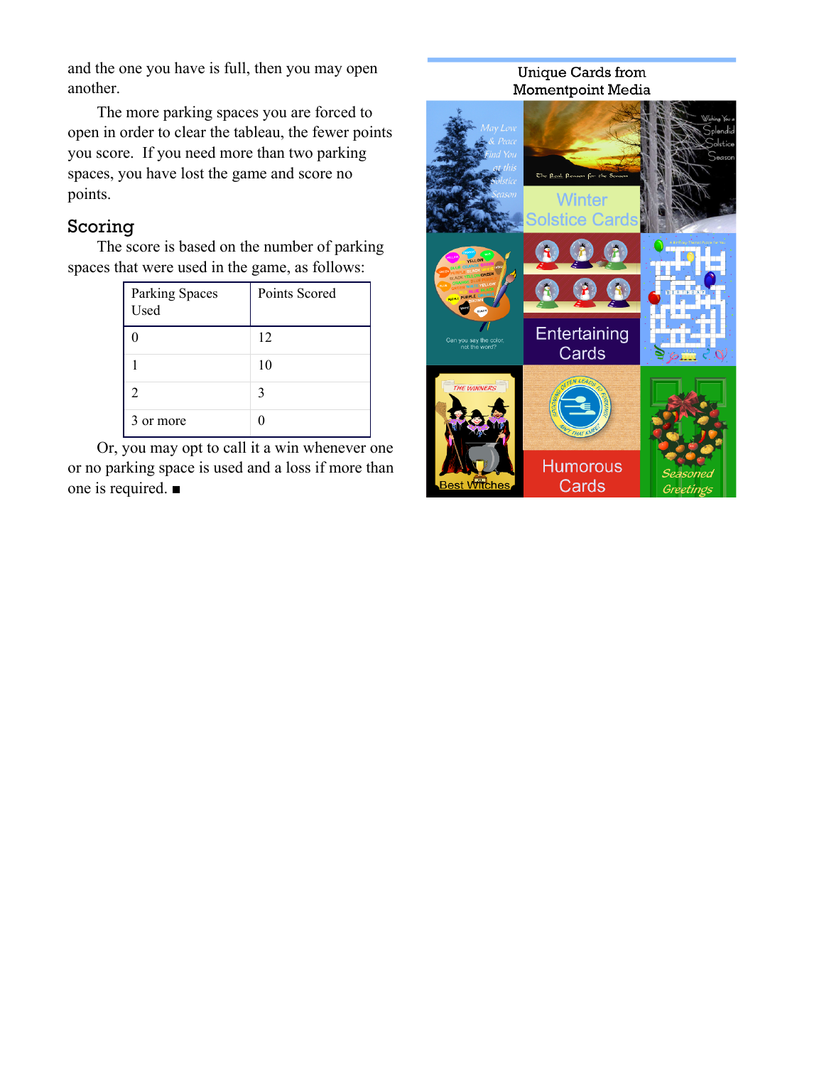and the one you have is full, then you may open another.

The more parking spaces you are forced to open in order to clear the tableau, the fewer points you score. If you need more than two parking spaces, you have lost the game and score no points.

## Scoring

The score is based on the number of parking spaces that were used in the game, as follows:

| Parking Spaces Used | Points Scored |
|---|---|
| 0 | 12 |
| 1 | 10 |
| 2 | 3 |
| 3 or more | 0 |

Or, you may opt to call it a win whenever one or no parking space is used and a loss if more than one is required. ■

Unique Cards from Momentpoint Media

Winter Solstice Cards

Entertaining Cards

Humorous Cards

Seasoned Greetings